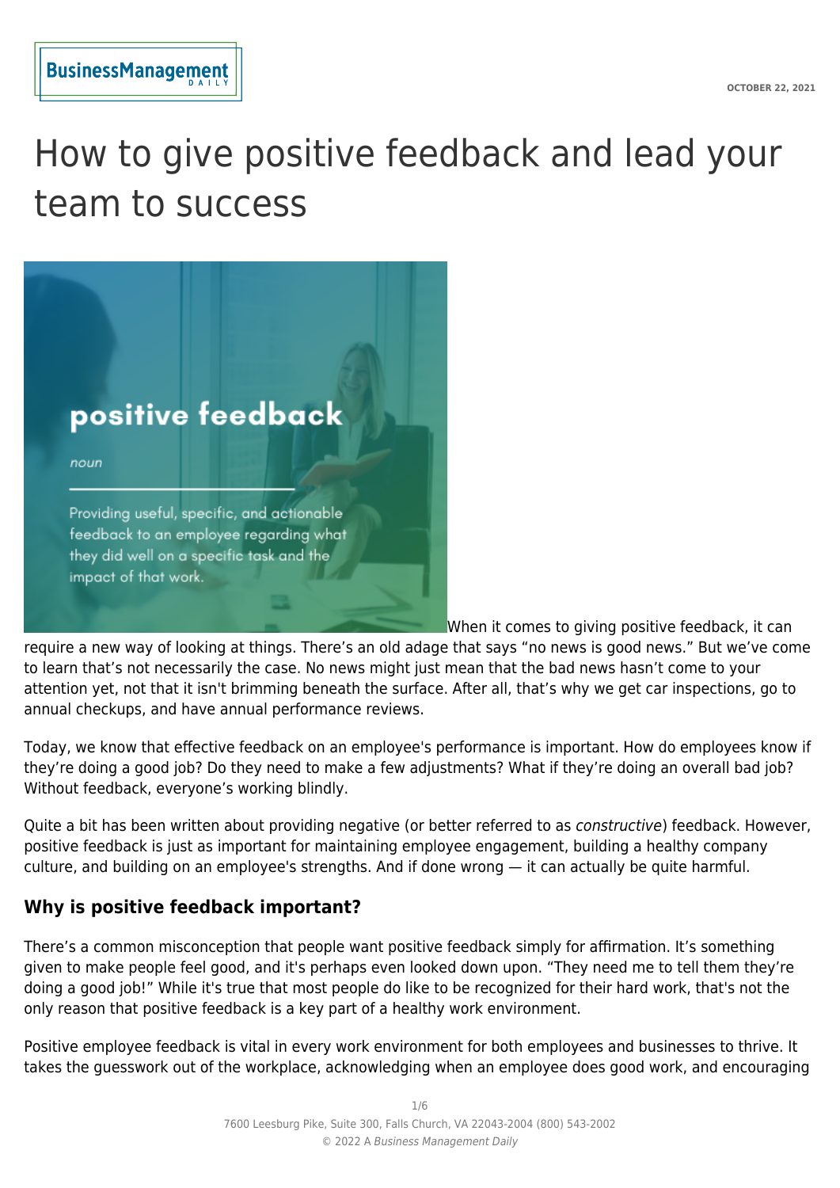# How to give positive feedback and lead your team to success

When it comes to giving positive feedback, it can require a new way of looking at things. There's an old adage that says "no news is good news." But we've come to learn that's not necessarily the case. No news might just mean that the bad news hasn't come to your attention yet, not that it isn't brimming beneath the surface. After all, that's why we get car inspections, go to annual checkups, and have annual performance reviews.

Today, we know that effective feedback on an employee's performance is important. How do employees know if they're doing a good job? Do they need to make a few adjustments? What if they're doing an overall bad job? Without feedback, everyone's working blindly.

Quite a bit has been written about providing negative (or better referred to as *constructive*) feedback. However, positive feedback is just as important for maintaining employee engagement, building a healthy company culture, and building on an employee's strengths. And if done wrong — it can actually be quite harmful.

## Why is positive feedback important?

There's a common misconception that people want positive feedback simply for affirmation. It's something given to make people feel good, and it's perhaps even looked down upon. "They need me to tell them they're doing a good job!" While it's true that most people do like to be recognized for their hard work, that's not the only reason that positive feedback is a key part of a healthy work environment.

Positive employee feedback is vital in every work environment for both employees and businesses to thrive. It takes the guesswork out of the workplace, acknowledging when an employee does good work, and encouraging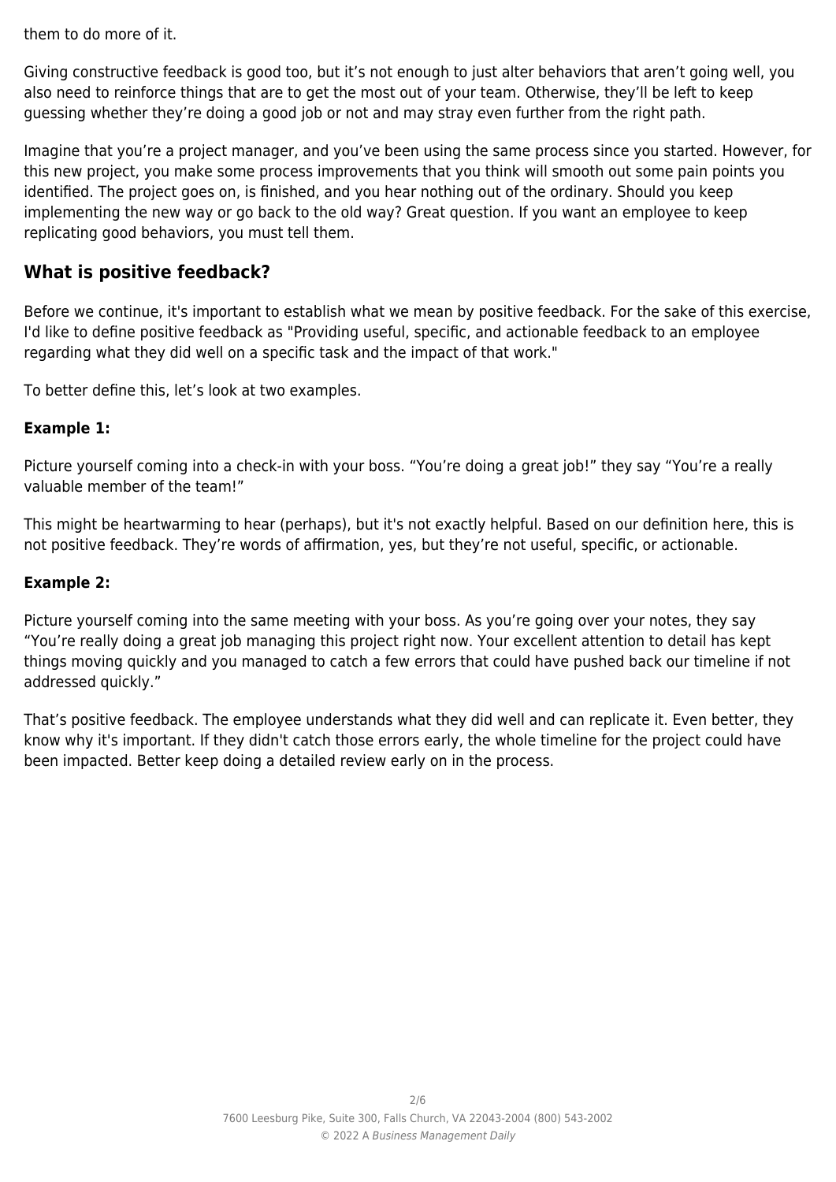them to do more of it.

Giving constructive feedback is good too, but it’s not enough to just alter behaviors that aren’t going well, you also need to reinforce things that are to get the most out of your team. Otherwise, they’ll be left to keep guessing whether they’re doing a good job or not and may stray even further from the right path.

Imagine that you’re a project manager, and you’ve been using the same process since you started. However, for this new project, you make some process improvements that you think will smooth out some pain points you identified. The project goes on, is finished, and you hear nothing out of the ordinary. Should you keep implementing the new way or go back to the old way? Great question. If you want an employee to keep replicating good behaviors, you must tell them.

## What is positive feedback?

Before we continue, it's important to establish what we mean by positive feedback. For the sake of this exercise, I'd like to define positive feedback as "Providing useful, specific, and actionable feedback to an employee regarding what they did well on a specific task and the impact of that work."

To better define this, let’s look at two examples.

### Example 1:

Picture yourself coming into a check-in with your boss. “You’re doing a great job!” they say “You’re a really valuable member of the team!”

This might be heartwarming to hear (perhaps), but it's not exactly helpful. Based on our definition here, this is not positive feedback. They’re words of affirmation, yes, but they’re not useful, specific, or actionable.

### Example 2:

Picture yourself coming into the same meeting with your boss. As you’re going over your notes, they say “You’re really doing a great job managing this project right now. Your excellent attention to detail has kept things moving quickly and you managed to catch a few errors that could have pushed back our timeline if not addressed quickly.”

That’s positive feedback. The employee understands what they did well and can replicate it. Even better, they know why it's important. If they didn't catch those errors early, the whole timeline for the project could have been impacted. Better keep doing a detailed review early on in the process.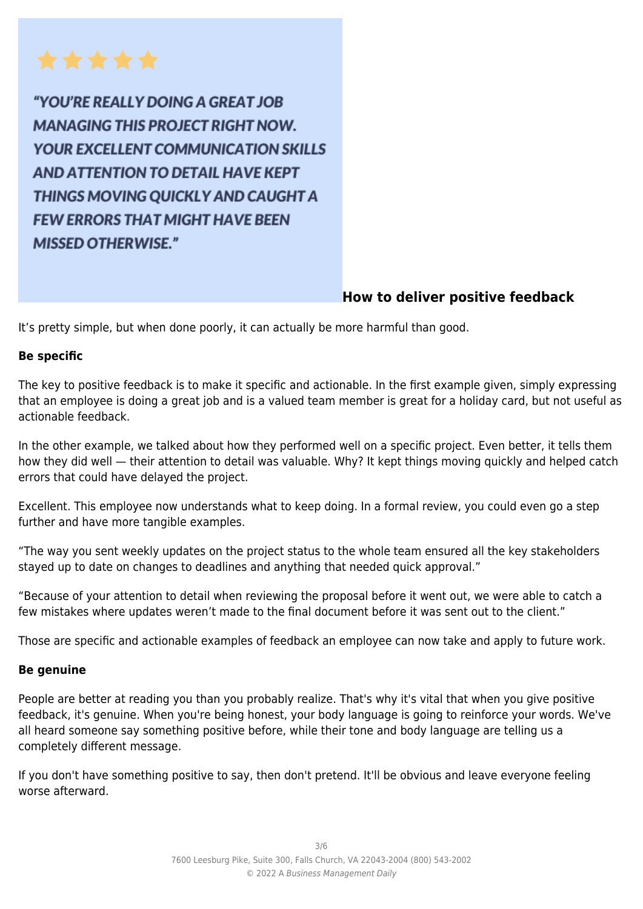★★★★★

*"YOU'RE REALLY DOING A GREAT JOB MANAGING THIS PROJECT RIGHT NOW. YOUR EXCELLENT COMMUNICATION SKILLS AND ATTENTION TO DETAIL HAVE KEPT THINGS MOVING QUICKLY AND CAUGHT A FEW ERRORS THAT MIGHT HAVE BEEN MISSED OTHERWISE."*

## How to deliver positive feedback

It's pretty simple, but when done poorly, it can actually be more harmful than good.

**Be specific**

The key to positive feedback is to make it specific and actionable. In the first example given, simply expressing that an employee is doing a great job and is a valued team member is great for a holiday card, but not useful as actionable feedback.

In the other example, we talked about how they performed well on a specific project. Even better, it tells them how they did well — their attention to detail was valuable. Why? It kept things moving quickly and helped catch errors that could have delayed the project.

Excellent. This employee now understands what to keep doing. In a formal review, you could even go a step further and have more tangible examples.

"The way you sent weekly updates on the project status to the whole team ensured all the key stakeholders stayed up to date on changes to deadlines and anything that needed quick approval."

"Because of your attention to detail when reviewing the proposal before it went out, we were able to catch a few mistakes where updates weren't made to the final document before it was sent out to the client."

Those are specific and actionable examples of feedback an employee can now take and apply to future work.

**Be genuine**

People are better at reading you than you probably realize. That's why it's vital that when you give positive feedback, it's genuine. When you're being honest, your body language is going to reinforce your words. We've all heard someone say something positive before, while their tone and body language are telling us a completely different message.

If you don't have something positive to say, then don't pretend. It'll be obvious and leave everyone feeling worse afterward.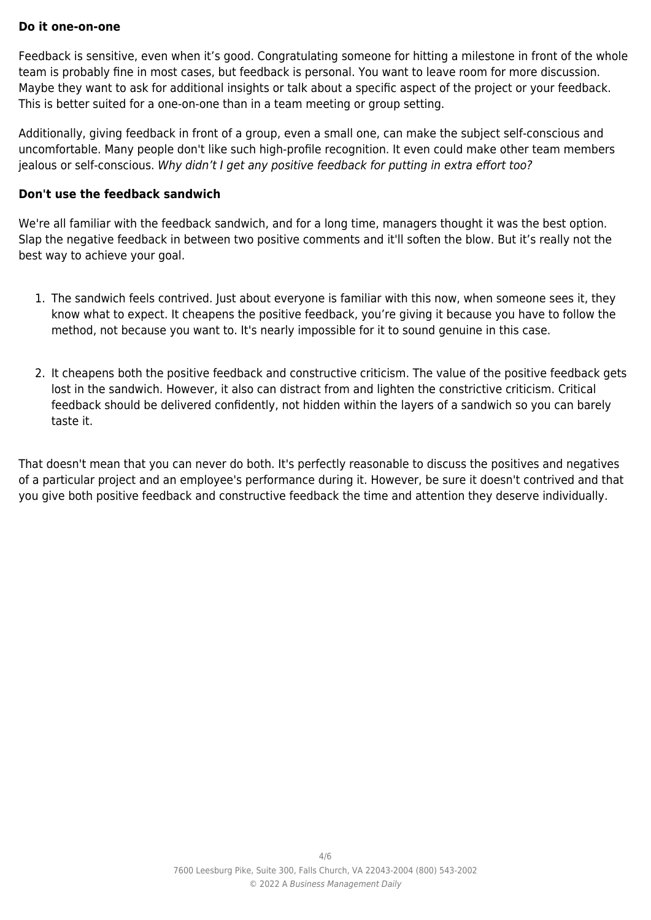**Do it one-on-one**

Feedback is sensitive, even when it's good. Congratulating someone for hitting a milestone in front of the whole team is probably fine in most cases, but feedback is personal. You want to leave room for more discussion. Maybe they want to ask for additional insights or talk about a specific aspect of the project or your feedback. This is better suited for a one-on-one than in a team meeting or group setting.

Additionally, giving feedback in front of a group, even a small one, can make the subject self-conscious and uncomfortable. Many people don't like such high-profile recognition. It even could make other team members jealous or self-conscious. *Why didn't I get any positive feedback for putting in extra effort too?*

**Don't use the feedback sandwich**

We're all familiar with the feedback sandwich, and for a long time, managers thought it was the best option. Slap the negative feedback in between two positive comments and it'll soften the blow. But it's really not the best way to achieve your goal.

1. The sandwich feels contrived. Just about everyone is familiar with this now, when someone sees it, they know what to expect. It cheapens the positive feedback, you're giving it because you have to follow the method, not because you want to. It's nearly impossible for it to sound genuine in this case.

2. It cheapens both the positive feedback and constructive criticism. The value of the positive feedback gets lost in the sandwich. However, it also can distract from and lighten the constrictive criticism. Critical feedback should be delivered confidently, not hidden within the layers of a sandwich so you can barely taste it.

That doesn't mean that you can never do both. It's perfectly reasonable to discuss the positives and negatives of a particular project and an employee's performance during it. However, be sure it doesn't contrived and that you give both positive feedback and constructive feedback the time and attention they deserve individually.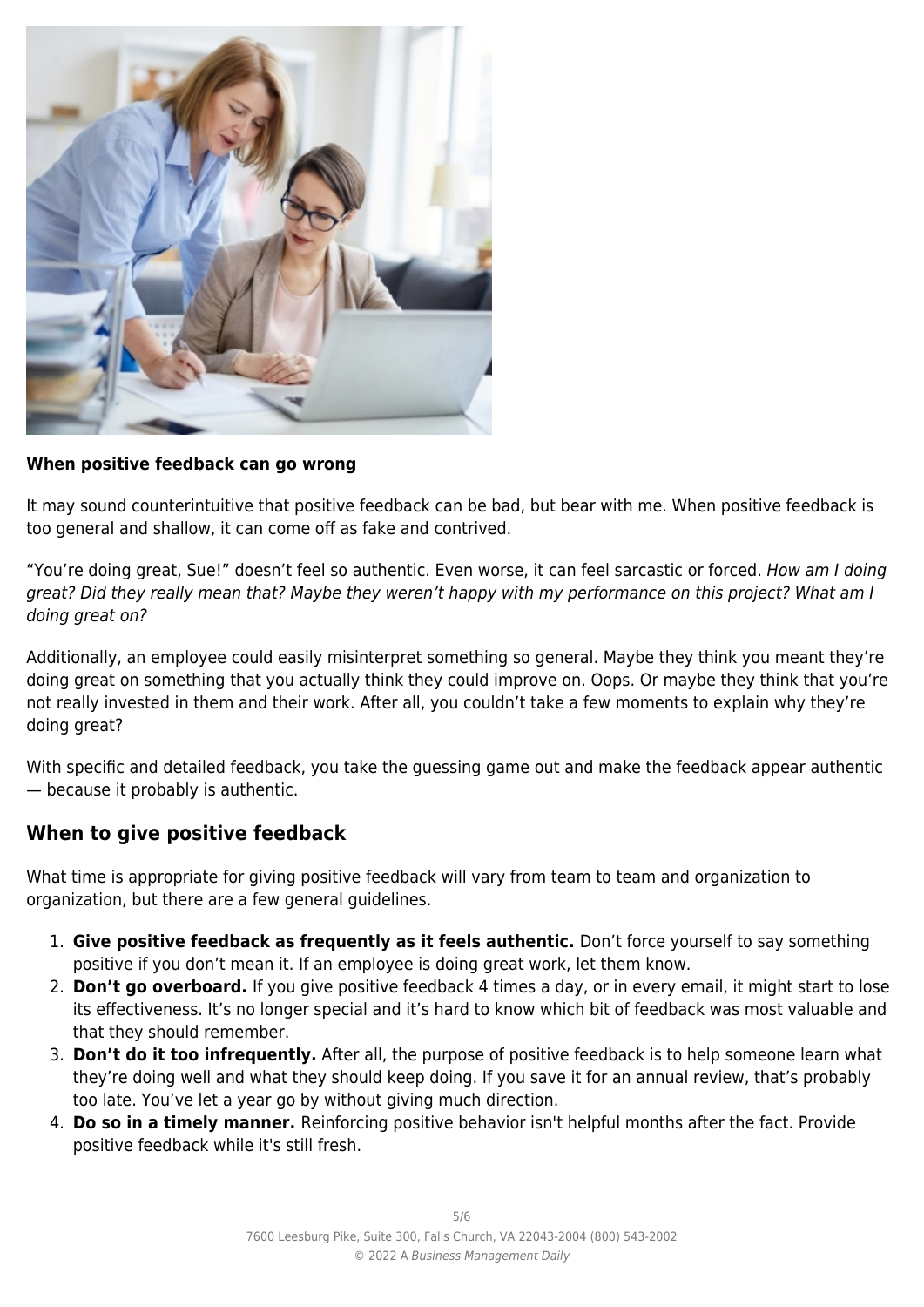**When positive feedback can go wrong**

It may sound counterintuitive that positive feedback can be bad, but bear with me. When positive feedback is too general and shallow, it can come off as fake and contrived.

"You're doing great, Sue!" doesn't feel so authentic. Even worse, it can feel sarcastic or forced. *How am I doing great? Did they really mean that? Maybe they weren't happy with my performance on this project? What am I doing great on?*

Additionally, an employee could easily misinterpret something so general. Maybe they think you meant they're doing great on something that you actually think they could improve on. Oops. Or maybe they think that you're not really invested in them and their work. After all, you couldn't take a few moments to explain why they're doing great?

With specific and detailed feedback, you take the guessing game out and make the feedback appear authentic — because it probably is authentic.

## When to give positive feedback

What time is appropriate for giving positive feedback will vary from team to team and organization to organization, but there are a few general guidelines.

1. **Give positive feedback as frequently as it feels authentic.** Don't force yourself to say something positive if you don't mean it. If an employee is doing great work, let them know.
2. **Don't go overboard.** If you give positive feedback 4 times a day, or in every email, it might start to lose its effectiveness. It's no longer special and it's hard to know which bit of feedback was most valuable and that they should remember.
3. **Don't do it too infrequently.** After all, the purpose of positive feedback is to help someone learn what they're doing well and what they should keep doing. If you save it for an annual review, that's probably too late. You've let a year go by without giving much direction.
4. **Do so in a timely manner.** Reinforcing positive behavior isn't helpful months after the fact. Provide positive feedback while it's still fresh.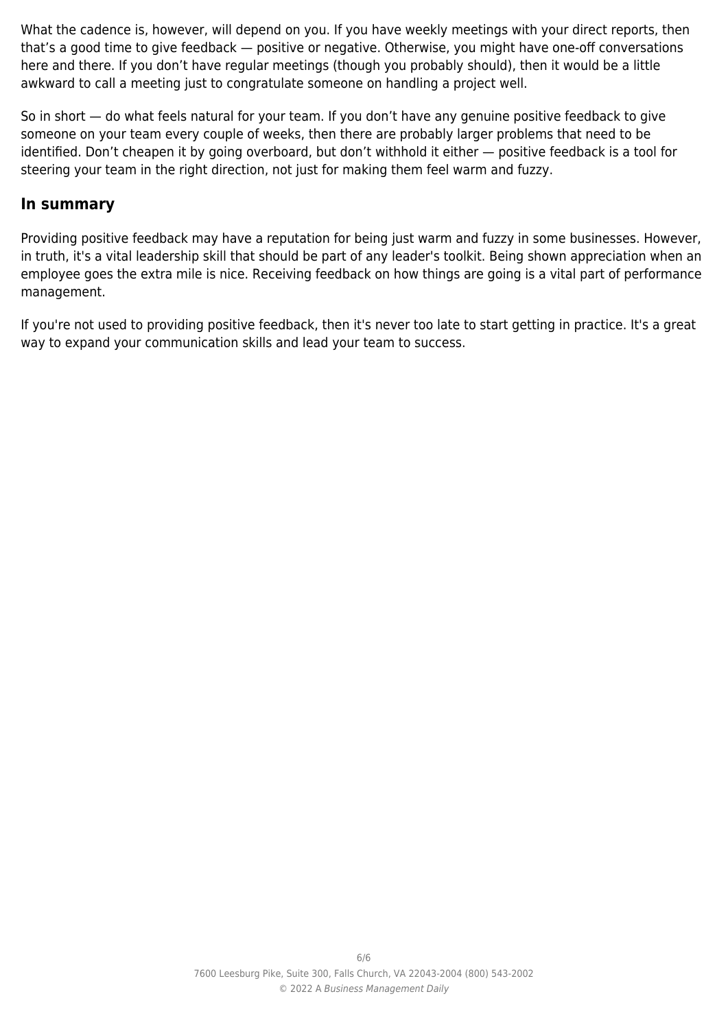What the cadence is, however, will depend on you. If you have weekly meetings with your direct reports, then that's a good time to give feedback — positive or negative. Otherwise, you might have one-off conversations here and there. If you don't have regular meetings (though you probably should), then it would be a little awkward to call a meeting just to congratulate someone on handling a project well.

So in short — do what feels natural for your team. If you don't have any genuine positive feedback to give someone on your team every couple of weeks, then there are probably larger problems that need to be identified. Don't cheapen it by going overboard, but don't withhold it either — positive feedback is a tool for steering your team in the right direction, not just for making them feel warm and fuzzy.

## In summary

Providing positive feedback may have a reputation for being just warm and fuzzy in some businesses. However, in truth, it's a vital leadership skill that should be part of any leader's toolkit. Being shown appreciation when an employee goes the extra mile is nice. Receiving feedback on how things are going is a vital part of performance management.

If you're not used to providing positive feedback, then it's never too late to start getting in practice. It's a great way to expand your communication skills and lead your team to success.